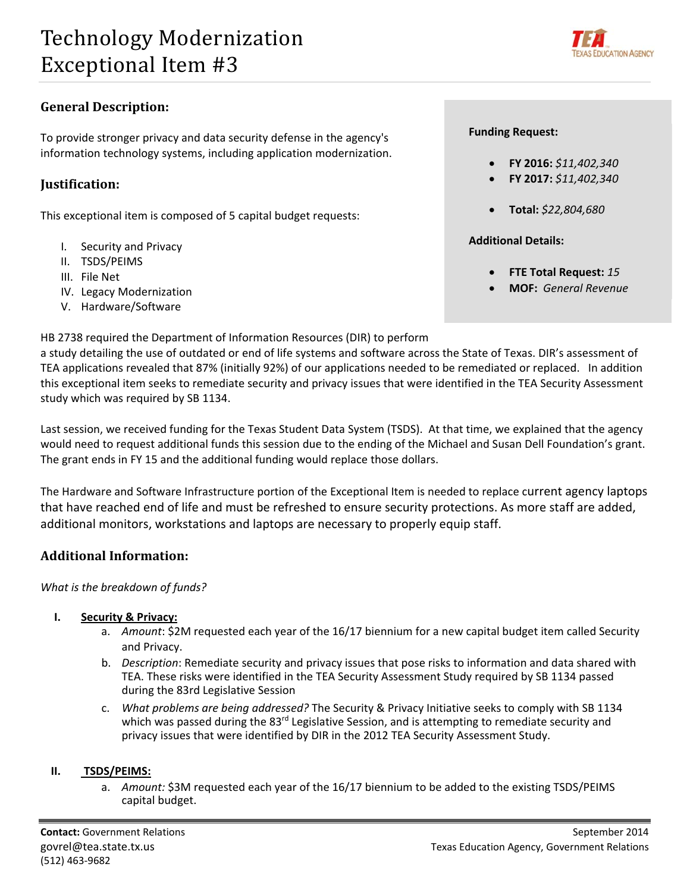# Technology Modernization Exceptional Item #3

TEA Texas Education Agency

## General Description:

To provide stronger privacy and data security defense in the agency's information technology systems, including application modernization.

**Funding Request:**

- **FY 2016:** *$11,402,340*
- **FY 2017:** *$11,402,340*
- **Total:** *$22,804,680*

**Additional Details:**

- **FTE Total Request:** *15*
- **MOF:** *General Revenue*

## Justification:

This exceptional item is composed of 5 capital budget requests:

I. Security and Privacy
II. TSDS/PEIMS
III. File Net
IV. Legacy Modernization
V. Hardware/Software

HB 2738 required the Department of Information Resources (DIR) to perform a study detailing the use of outdated or end of life systems and software across the State of Texas. DIR's assessment of TEA applications revealed that 87% (initially 92%) of our applications needed to be remediated or replaced. In addition this exceptional item seeks to remediate security and privacy issues that were identified in the TEA Security Assessment study which was required by SB 1134.

Last session, we received funding for the Texas Student Data System (TSDS). At that time, we explained that the agency would need to request additional funds this session due to the ending of the Michael and Susan Dell Foundation's grant. The grant ends in FY 15 and the additional funding would replace those dollars.

The Hardware and Software Infrastructure portion of the Exceptional Item is needed to replace current agency laptops that have reached end of life and must be refreshed to ensure security protections. As more staff are added, additional monitors, workstations and laptops are necessary to properly equip staff.

## Additional Information:

*What is the breakdown of funds?*

**I. Security & Privacy:**

a. *Amount*: $2M requested each year of the 16/17 biennium for a new capital budget item called Security and Privacy.
b. *Description*: Remediate security and privacy issues that pose risks to information and data shared with TEA. These risks were identified in the TEA Security Assessment Study required by SB 1134 passed during the 83rd Legislative Session
c. *What problems are being addressed?* The Security & Privacy Initiative seeks to comply with SB 1134 which was passed during the 83rd Legislative Session, and is attempting to remediate security and privacy issues that were identified by DIR in the 2012 TEA Security Assessment Study.

**II. TSDS/PEIMS:**

a. *Amount:* $3M requested each year of the 16/17 biennium to be added to the existing TSDS/PEIMS capital budget.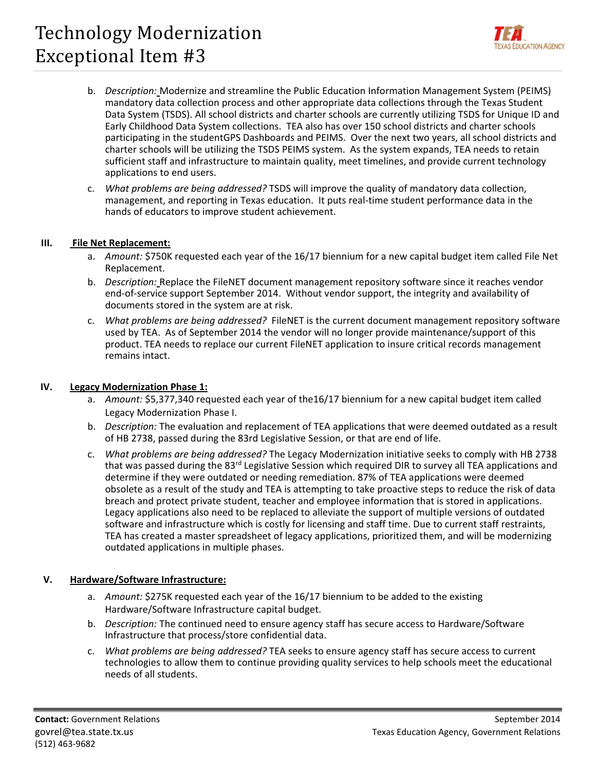b. *Description:* Modernize and streamline the Public Education Information Management System (PEIMS) mandatory data collection process and other appropriate data collections through the Texas Student Data System (TSDS). All school districts and charter schools are currently utilizing TSDS for Unique ID and Early Childhood Data System collections. TEA also has over 150 school districts and charter schools participating in the studentGPS Dashboards and PEIMS. Over the next two years, all school districts and charter schools will be utilizing the TSDS PEIMS system. As the system expands, TEA needs to retain sufficient staff and infrastructure to maintain quality, meet timelines, and provide current technology applications to end users.

c. *What problems are being addressed?* TSDS will improve the quality of mandatory data collection, management, and reporting in Texas education. It puts real-time student performance data in the hands of educators to improve student achievement.

## III. File Net Replacement:

a. *Amount:* $750K requested each year of the 16/17 biennium for a new capital budget item called File Net Replacement.

b. *Description:* Replace the FileNET document management repository software since it reaches vendor end-of-service support September 2014. Without vendor support, the integrity and availability of documents stored in the system are at risk.

c. *What problems are being addressed?* FileNET is the current document management repository software used by TEA. As of September 2014 the vendor will no longer provide maintenance/support of this product. TEA needs to replace our current FileNET application to insure critical records management remains intact.

## IV. Legacy Modernization Phase 1:

a. *Amount:* $5,377,340 requested each year of the16/17 biennium for a new capital budget item called Legacy Modernization Phase I.

b. *Description:* The evaluation and replacement of TEA applications that were deemed outdated as a result of HB 2738, passed during the 83rd Legislative Session, or that are end of life.

c. *What problems are being addressed?* The Legacy Modernization initiative seeks to comply with HB 2738 that was passed during the 83rd Legislative Session which required DIR to survey all TEA applications and determine if they were outdated or needing remediation. 87% of TEA applications were deemed obsolete as a result of the study and TEA is attempting to take proactive steps to reduce the risk of data breach and protect private student, teacher and employee information that is stored in applications. Legacy applications also need to be replaced to alleviate the support of multiple versions of outdated software and infrastructure which is costly for licensing and staff time. Due to current staff restraints, TEA has created a master spreadsheet of legacy applications, prioritized them, and will be modernizing outdated applications in multiple phases.

## V. Hardware/Software Infrastructure:

a. *Amount:* $275K requested each year of the 16/17 biennium to be added to the existing Hardware/Software Infrastructure capital budget.

b. *Description:* The continued need to ensure agency staff has secure access to Hardware/Software Infrastructure that process/store confidential data.

c. *What problems are being addressed?* TEA seeks to ensure agency staff has secure access to current technologies to allow them to continue providing quality services to help schools meet the educational needs of all students.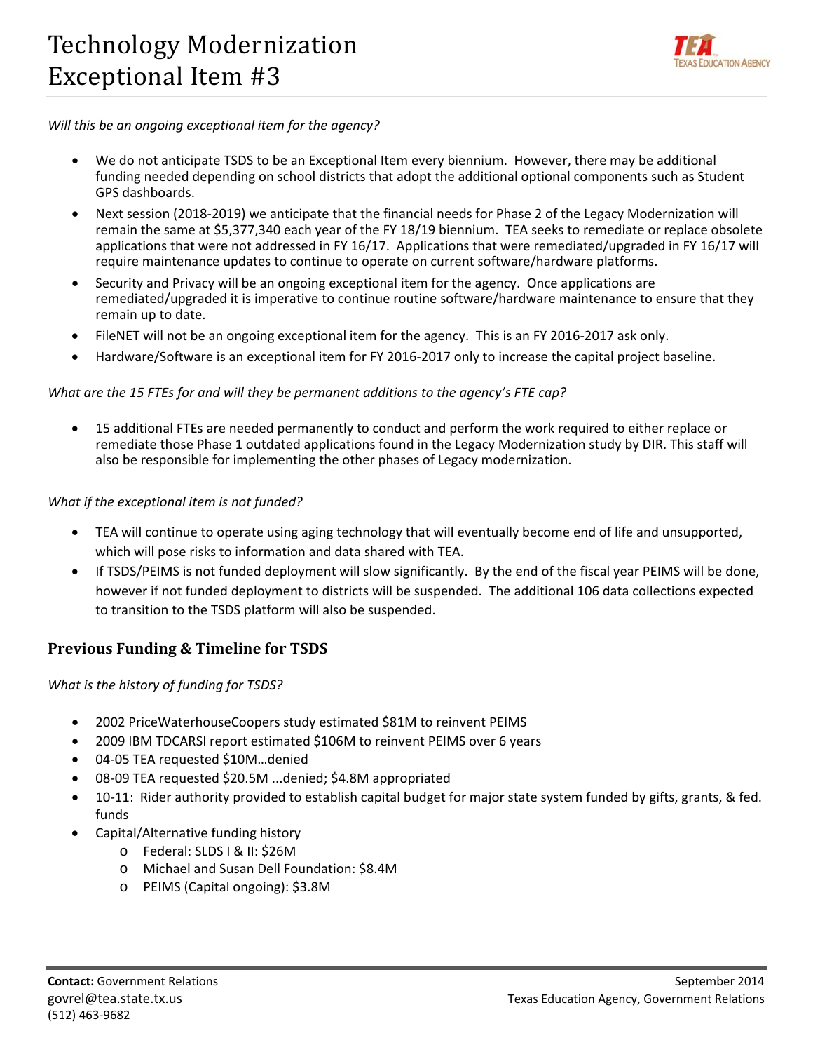# Technology Modernization Exceptional Item #3

*Will this be an ongoing exceptional item for the agency?*

- We do not anticipate TSDS to be an Exceptional Item every biennium. However, there may be additional funding needed depending on school districts that adopt the additional optional components such as Student GPS dashboards.
- Next session (2018-2019) we anticipate that the financial needs for Phase 2 of the Legacy Modernization will remain the same at $5,377,340 each year of the FY 18/19 biennium. TEA seeks to remediate or replace obsolete applications that were not addressed in FY 16/17. Applications that were remediated/upgraded in FY 16/17 will require maintenance updates to continue to operate on current software/hardware platforms.
- Security and Privacy will be an ongoing exceptional item for the agency. Once applications are remediated/upgraded it is imperative to continue routine software/hardware maintenance to ensure that they remain up to date.
- FileNET will not be an ongoing exceptional item for the agency. This is an FY 2016-2017 ask only.
- Hardware/Software is an exceptional item for FY 2016-2017 only to increase the capital project baseline.

*What are the 15 FTEs for and will they be permanent additions to the agency's FTE cap?*

- 15 additional FTEs are needed permanently to conduct and perform the work required to either replace or remediate those Phase 1 outdated applications found in the Legacy Modernization study by DIR. This staff will also be responsible for implementing the other phases of Legacy modernization.

*What if the exceptional item is not funded?*

- TEA will continue to operate using aging technology that will eventually become end of life and unsupported, which will pose risks to information and data shared with TEA.
- If TSDS/PEIMS is not funded deployment will slow significantly. By the end of the fiscal year PEIMS will be done, however if not funded deployment to districts will be suspended. The additional 106 data collections expected to transition to the TSDS platform will also be suspended.

## Previous Funding & Timeline for TSDS

*What is the history of funding for TSDS?*

- 2002 PriceWaterhouseCoopers study estimated $81M to reinvent PEIMS
- 2009 IBM TDCARSI report estimated $106M to reinvent PEIMS over 6 years
- 04-05 TEA requested $10M…denied
- 08-09 TEA requested $20.5M ...denied; $4.8M appropriated
- 10-11: Rider authority provided to establish capital budget for major state system funded by gifts, grants, & fed. funds
- Capital/Alternative funding history
  - Federal: SLDS I & II: $26M
  - Michael and Susan Dell Foundation: $8.4M
  - PEIMS (Capital ongoing): $3.8M

**Contact:** Government Relations
govrel@tea.state.tx.us
(512) 463-9682

September 2014
Texas Education Agency, Government Relations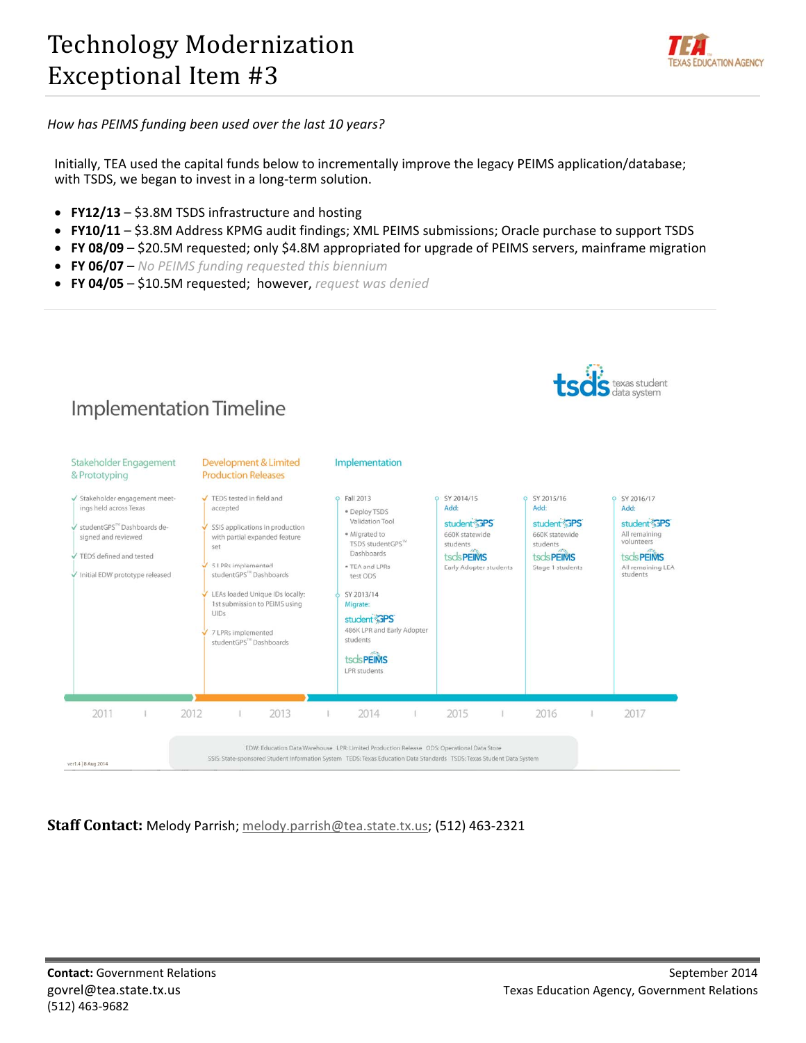# Technology Modernization Exceptional Item #3

*How has PEIMS funding been used over the last 10 years?*

Initially, TEA used the capital funds below to incrementally improve the legacy PEIMS application/database; with TSDS, we began to invest in a long-term solution.

- **FY12/13** – $3.8M TSDS infrastructure and hosting
- **FY10/11** – $3.8M Address KPMG audit findings; XML PEIMS submissions; Oracle purchase to support TSDS
- **FY 08/09** – $20.5M requested; only $4.8M appropriated for upgrade of PEIMS servers, mainframe migration
- **FY 06/07** – *No PEIMS funding requested this biennium*
- **FY 04/05** – $10.5M requested; however, *request was denied*

## Implementation Timeline

tsds texas student data system

**Stakeholder Engagement & Prototyping**

- ✓ Stakeholder engagement meetings held across Texas
- ✓ studentGPS™ Dashboards designed and reviewed
- ✓ TEDS defined and tested
- ✓ Initial EDW prototype released

**Development & Limited Production Releases**

- ✓ TEDS tested in field and accepted
- ✓ SSIS applications in production with partial expanded feature set
- ✓ 5 LPRs implemented studentGPS™ Dashboards
- ✓ LEAs loaded Unique IDs locally: 1st submission to PEIMS using UIDs
- ✓ 7 LPRs implemented studentGPS™ Dashboards

**Implementation**

Fall 2013
- Deploy TSDS Validation Tool
- Migrated to TSDS studentGPS™ Dashboards
- TEA and LPRs test ODS

SY 2013/14
Migrate:
studentGPS: 486K LPR and Early Adopter students
tsdsPEIMS: LPR students

SY 2014/15
Add:
studentGPS: 660K statewide students
tsdsPEIMS: Early Adopter students

SY 2015/16
Add:
studentGPS: 660K statewide students
tsdsPEIMS: Stage 1 students

SY 2016/17
Add:
studentGPS: All remaining volunteers
tsdsPEIMS: All remaining LEA students

2011 | 2012 | 2013 | 2014 | 2015 | 2016 | 2017

EDW: Education Data Warehouse LPR: Limited Production Release ODS: Operational Data Store
SSIS: State-sponsored Student Information System TEDS: Texas Education Data Standards TSDS: Texas Student Data System

ver1.4 | 8 Aug 2014

**Staff Contact:** Melody Parrish; melody.parrish@tea.state.tx.us; (512) 463-2321

**Contact:** Government Relations
govrel@tea.state.tx.us
(512) 463-9682

September 2014
Texas Education Agency, Government Relations